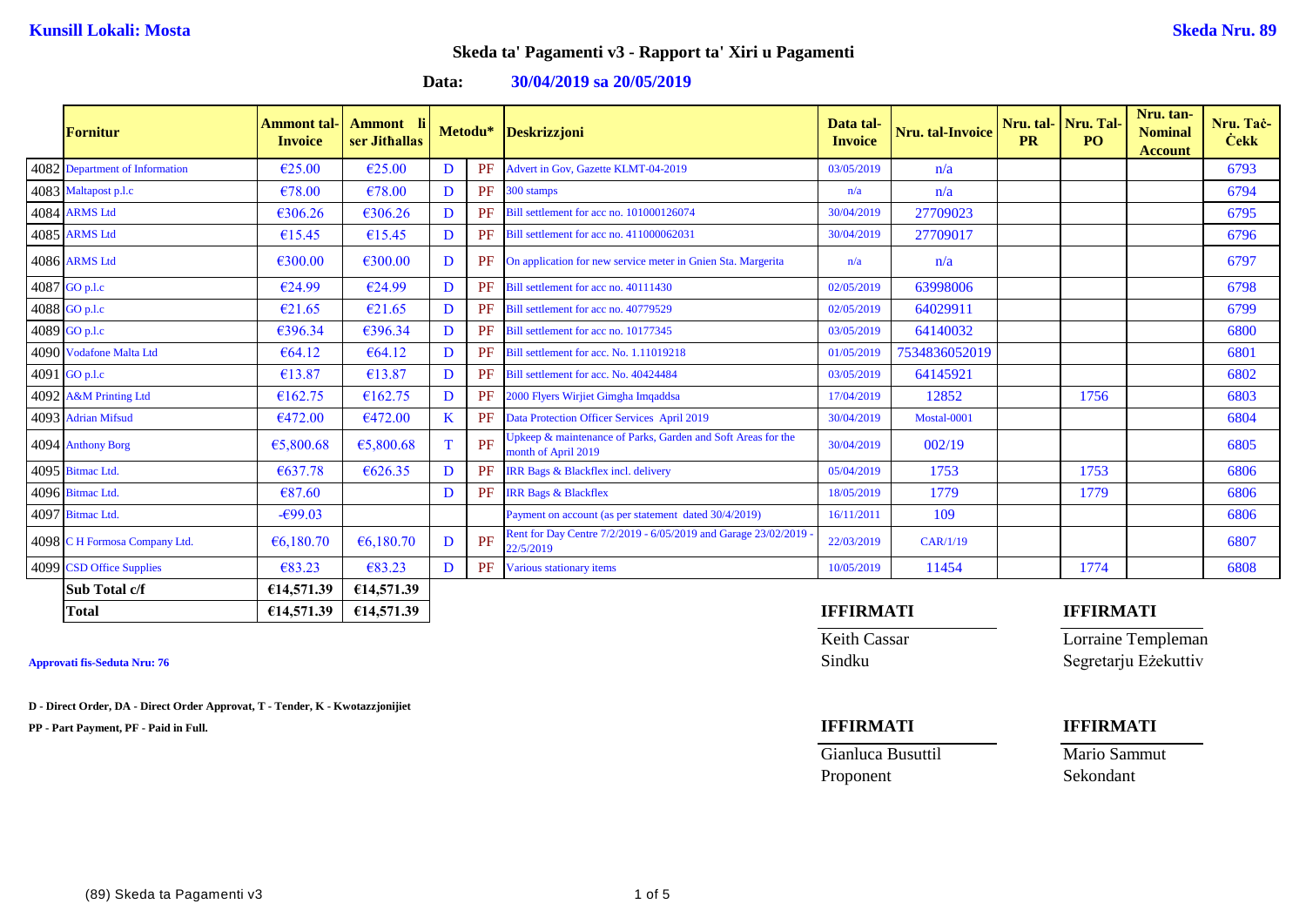**Kunsill Lokali: Mosta**

**Skeda Nru. 89**

## Skeda ta' Pagamenti v3 - Rapport ta' Xiri u Pagamenti

**Data: 30/04/2019 sa 20/05/2019**

| | Fornitur | Ammont tal-Invoice | Ammont li ser Jithallas | Metodu* | | Deskrizzjoni | Data tal-Invoice | Nru. tal-Invoice | Nru. tal-PR | Nru. Tal-PO | Nru. tan-Nominal Account | Nru. Taċ-Ċekk |
|---|---|---|---|---|---|---|---|---|---|---|---|---|
| 4082 | Department of Information | €25.00 | €25.00 | D | PF | Advert in Gov, Gazette KLMT-04-2019 | 03/05/2019 | n/a | | | | 6793 |
| 4083 | Maltapost p.l.c | €78.00 | €78.00 | D | PF | 300 stamps | n/a | n/a | | | | 6794 |
| 4084 | ARMS Ltd | €306.26 | €306.26 | D | PF | Bill settlement for acc no. 101000126074 | 30/04/2019 | 27709023 | | | | 6795 |
| 4085 | ARMS Ltd | €15.45 | €15.45 | D | PF | Bill settlement for acc no. 411000062031 | 30/04/2019 | 27709017 | | | | 6796 |
| 4086 | ARMS Ltd | €300.00 | €300.00 | D | PF | On application for new service meter in Gnien Sta. Margerita | n/a | n/a | | | | 6797 |
| 4087 | GO p.l.c | €24.99 | €24.99 | D | PF | Bill settlement for acc no. 40111430 | 02/05/2019 | 63998006 | | | | 6798 |
| 4088 | GO p.l.c | €21.65 | €21.65 | D | PF | Bill settlement for acc no. 40779529 | 02/05/2019 | 64029911 | | | | 6799 |
| 4089 | GO p.l.c | €396.34 | €396.34 | D | PF | Bill settlement for acc no. 10177345 | 03/05/2019 | 64140032 | | | | 6800 |
| 4090 | Vodafone Malta Ltd | €64.12 | €64.12 | D | PF | Bill settlement for acc. No. 1.11019218 | 01/05/2019 | 7534836052019 | | | | 6801 |
| 4091 | GO p.l.c | €13.87 | €13.87 | D | PF | Bill settlement for acc. No. 40424484 | 03/05/2019 | 64145921 | | | | 6802 |
| 4092 | A&M Printing Ltd | €162.75 | €162.75 | D | PF | 2000 Flyers Wirjiet Gimgha Imqaddsa | 17/04/2019 | 12852 | | 1756 | | 6803 |
| 4093 | Adrian Mifsud | €472.00 | €472.00 | K | PF | Data Protection Officer Services April 2019 | 30/04/2019 | Mostal-0001 | | | | 6804 |
| 4094 | Anthony Borg | €5,800.68 | €5,800.68 | T | PF | Upkeep & maintenance of Parks, Garden and Soft Areas for the month of April 2019 | 30/04/2019 | 002/19 | | | | 6805 |
| 4095 | Bitmac Ltd. | €637.78 | €626.35 | D | PF | IRR Bags & Blackflex incl. delivery | 05/04/2019 | 1753 | | 1753 | | 6806 |
| 4096 | Bitmac Ltd. | €87.60 | | D | PF | IRR Bags & Blackflex | 18/05/2019 | 1779 | | 1779 | | 6806 |
| 4097 | Bitmac Ltd. | -€99.03 | | | | Payment on account (as per statement dated 30/4/2019) | 16/11/2011 | 109 | | | | 6806 |
| 4098 | C H Formosa Company Ltd. | €6,180.70 | €6,180.70 | D | PF | Rent for Day Centre 7/2/2019 - 6/05/2019 and Garage 23/02/2019 - 22/5/2019 | 22/03/2019 | CAR/1/19 | | | | 6807 |
| 4099 | CSD Office Supplies | €83.23 | €83.23 | D | PF | Various stationary items | 10/05/2019 | 11454 | | 1774 | | 6808 |
| | **Sub Total c/f** | **€14,571.39** | **€14,571.39** | | | | | | | | | |
| | **Total** | **€14,571.39** | **€14,571.39** | | | | | | | | | |

**Approvati fis-Seduta Nru: 76**

**D - Direct Order, DA - Direct Order Approvat, T - Tender, K - Kwotazzjonijiet**

**PP - Part Payment, PF - Paid in Full.**

**IFFIRMATI**

Keith Cassar
Sindku

**IFFIRMATI**

Lorraine Templeman
Segretarju Eżekuttiv

**IFFIRMATI**

Gianluca Busuttil
Proponent

**IFFIRMATI**

Mario Sammut
Sekondant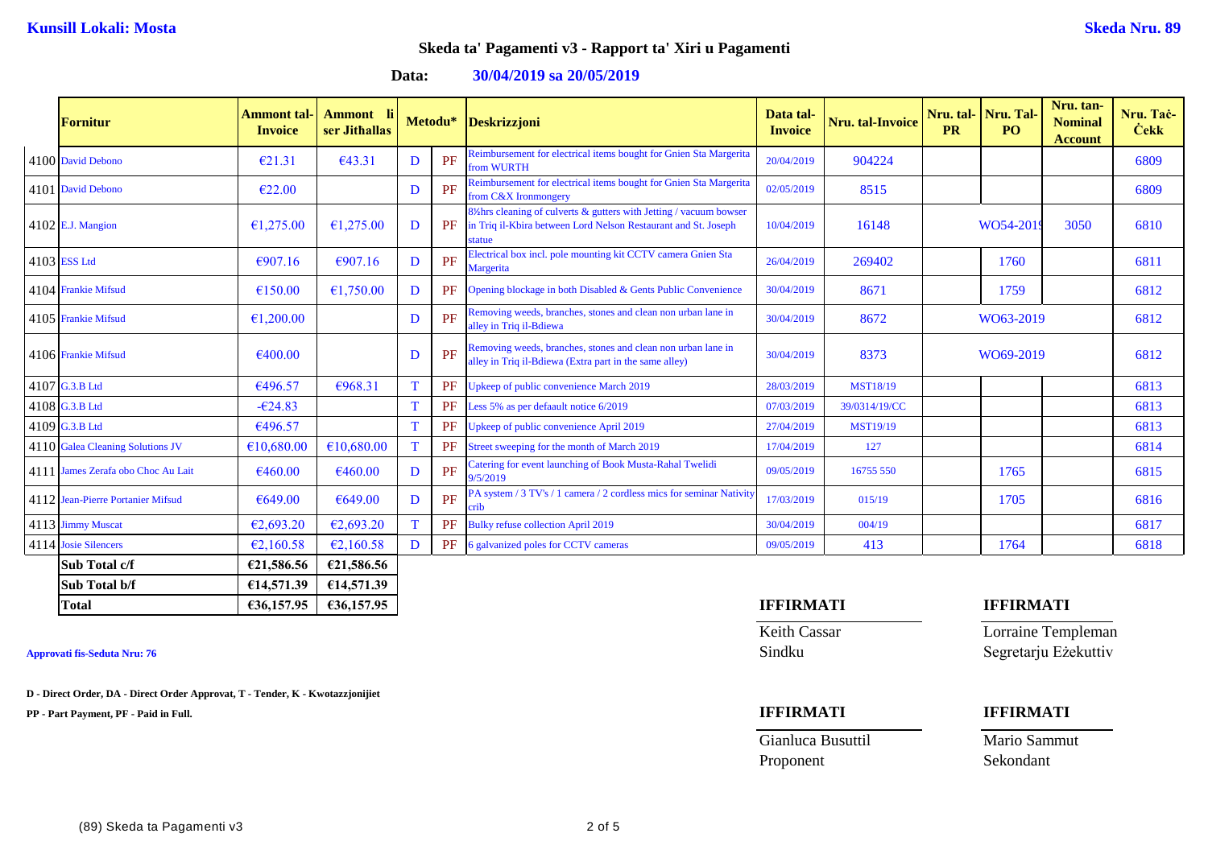**Kunsill Lokali: Mosta** **Skeda Nru. 89**

## Skeda ta' Pagamenti v3 - Rapport ta' Xiri u Pagamenti

**Data: 30/04/2019 sa 20/05/2019**

| | Fornitur | Ammont tal-Invoice | Ammont li ser Jitħallas | Metodu* | | Deskrizzjoni | Data tal-Invoice | Nru. tal-Invoice | Nru. tal-PR | Nru. Tal-PO | Nru. tan-Nominal Account | Nru. Taċ-Ċekk |
|---|---|---|---|---|---|---|---|---|---|---|---|---|
| 4100 | David Debono | €21.31 | €43.31 | D | PF | Reimbursement for electrical items bought for Gnien Sta Margerita from WURTH | 20/04/2019 | 904224 | | | | 6809 |
| 4101 | David Debono | €22.00 | | D | PF | Reimbursement for electrical items bought for Gnien Sta Margerita from C&X Ironmongery | 02/05/2019 | 8515 | | | | 6809 |
| 4102 | E.J. Mangion | €1,275.00 | €1,275.00 | D | PF | 8½hrs cleaning of culverts & gutters with Jetting / vacuum bowser in Triq il-Kbira between Lord Nelson Restaurant and St. Joseph statue | 10/04/2019 | 16148 | | WO54-2019 | 3050 | 6810 |
| 4103 | ESS Ltd | €907.16 | €907.16 | D | PF | Electrical box incl. pole mounting kit CCTV camera Gnien Sta Margerita | 26/04/2019 | 269402 | | 1760 | | 6811 |
| 4104 | Frankie Mifsud | €150.00 | €1,750.00 | D | PF | Opening blockage in both Disabled & Gents Public Convenience | 30/04/2019 | 8671 | | 1759 | | 6812 |
| 4105 | Frankie Mifsud | €1,200.00 | | D | PF | Removing weeds, branches, stones and clean non urban lane in alley in Triq il-Bdiewa | 30/04/2019 | 8672 | | WO63-2019 | | 6812 |
| 4106 | Frankie Mifsud | €400.00 | | D | PF | Removing weeds, branches, stones and clean non urban lane in alley in Triq il-Bdiewa (Extra part in the same alley) | 30/04/2019 | 8373 | | WO69-2019 | | 6812 |
| 4107 | G.3.B Ltd | €496.57 | €968.31 | T | PF | Upkeep of public convenience March 2019 | 28/03/2019 | MST18/19 | | | | 6813 |
| 4108 | G.3.B Ltd | -€24.83 | | T | PF | Less 5% as per defaault notice 6/2019 | 07/03/2019 | 39/0314/19/CC | | | | 6813 |
| 4109 | G.3.B Ltd | €496.57 | | T | PF | Upkeep of public convenience April 2019 | 27/04/2019 | MST19/19 | | | | 6813 |
| 4110 | Galea Cleaning Solutions JV | €10,680.00 | €10,680.00 | T | PF | Street sweeping for the month of March 2019 | 17/04/2019 | 127 | | | | 6814 |
| 4111 | James Zerafa obo Choc Au Lait | €460.00 | €460.00 | D | PF | Catering for event launching of Book Musta-Rahal Twelidi 9/5/2019 | 09/05/2019 | 16755 550 | | 1765 | | 6815 |
| 4112 | Jean-Pierre Portanier Mifsud | €649.00 | €649.00 | D | PF | PA system / 3 TV's / 1 camera / 2 cordless mics for seminar Nativity crib | 17/03/2019 | 015/19 | | 1705 | | 6816 |
| 4113 | Jimmy Muscat | €2,693.20 | €2,693.20 | T | PF | Bulky refuse collection April 2019 | 30/04/2019 | 004/19 | | | | 6817 |
| 4114 | Josie Silencers | €2,160.58 | €2,160.58 | D | PF | 6 galvanized poles for CCTV cameras | 09/05/2019 | 413 | | 1764 | | 6818 |
| | **Sub Total c/f** | **€21,586.56** | **€21,586.56** | | | | | | | | | |
| | **Sub Total b/f** | **€14,571.39** | **€14,571.39** | | | | | | | | | |
| | **Total** | **€36,157.95** | **€36,157.95** | | | | | | | | | |

**Approvati fis-Seduta Nru: 76**

**D - Direct Order, DA - Direct Order Approvat, T - Tender, K - Kwotazzjonijiet**

**PP - Part Payment, PF - Paid in Full.**

| **IFFIRMATI** | **IFFIRMATI** |
|---|---|
| Keith Cassar | Lorraine Templeman |
| Sindku | Segretarju Eżekuttiv |

| **IFFIRMATI** | **IFFIRMATI** |
|---|---|
| Gianluca Busuttil | Mario Sammut |
| Proponent | Sekondant |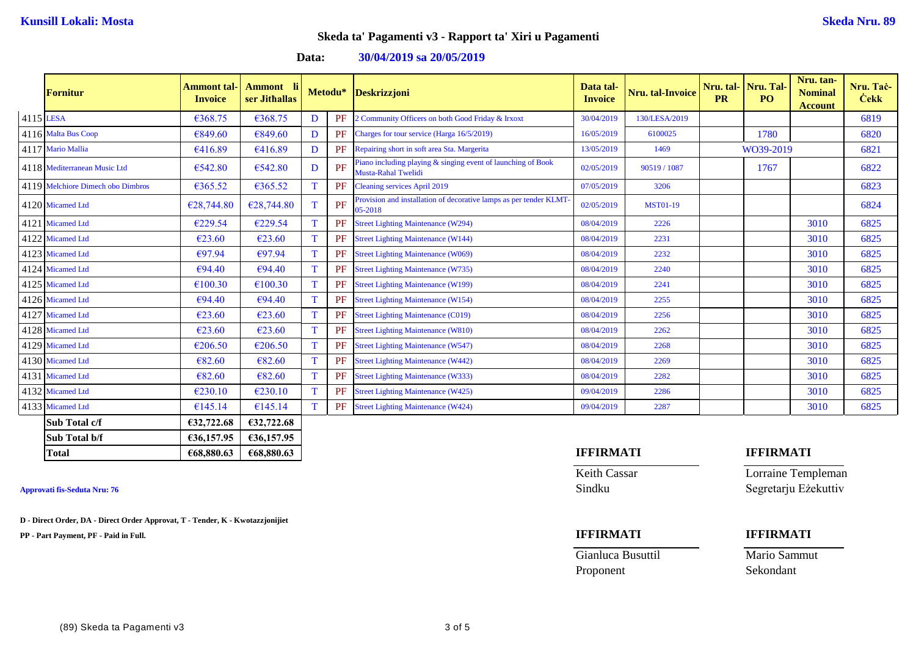**Kunsill Lokali: Mosta** **Skeda Nru. 89**

## Skeda ta' Pagamenti v3 - Rapport ta' Xiri u Pagamenti

**Data: 30/04/2019 sa 20/05/2019**

| | Fornitur | Ammont tal-Invoice | Ammont li ser Jithallas | Metodu* | | Deskrizzjoni | Data tal-Invoice | Nru. tal-Invoice | Nru. tal-PR | Nru. Tal-PO | Nru. tan-Nominal Account | Nru. Taċ-Ċekk |
|---|---|---|---|---|---|---|---|---|---|---|---|---|
| 4115 | LESA | €368.75 | €368.75 | D | PF | 2 Community Officers on both Good Friday & Irxoxt | 30/04/2019 | 130/LESA/2019 | | | | 6819 |
| 4116 | Malta Bus Coop | €849.60 | €849.60 | D | PF | Charges for tour service (Harga 16/5/2019) | 16/05/2019 | 6100025 | | 1780 | | 6820 |
| 4117 | Mario Mallia | €416.89 | €416.89 | D | PF | Repairing short in soft area Sta. Margerita | 13/05/2019 | 1469 | WO39-2019 | | | 6821 |
| 4118 | Mediterranean Music Ltd | €542.80 | €542.80 | D | PF | Piano including playing & singing event of launching of Book Musta-Rahal Twelidi | 02/05/2019 | 90519 / 1087 | | 1767 | | 6822 |
| 4119 | Melchiore Dimech obo Dimbros | €365.52 | €365.52 | T | PF | Cleaning services April 2019 | 07/05/2019 | 3206 | | | | 6823 |
| 4120 | Micamed Ltd | €28,744.80 | €28,744.80 | T | PF | Provision and installation of decorative lamps as per tender KLMT-05-2018 | 02/05/2019 | MST01-19 | | | | 6824 |
| 4121 | Micamed Ltd | €229.54 | €229.54 | T | PF | Street Lighting Maintenance (W294) | 08/04/2019 | 2226 | | | 3010 | 6825 |
| 4122 | Micamed Ltd | €23.60 | €23.60 | T | PF | Street Lighting Maintenance (W144) | 08/04/2019 | 2231 | | | 3010 | 6825 |
| 4123 | Micamed Ltd | €97.94 | €97.94 | T | PF | Street Lighting Maintenance (W069) | 08/04/2019 | 2232 | | | 3010 | 6825 |
| 4124 | Micamed Ltd | €94.40 | €94.40 | T | PF | Street Lighting Maintenance (W735) | 08/04/2019 | 2240 | | | 3010 | 6825 |
| 4125 | Micamed Ltd | €100.30 | €100.30 | T | PF | Street Lighting Maintenance (W199) | 08/04/2019 | 2241 | | | 3010 | 6825 |
| 4126 | Micamed Ltd | €94.40 | €94.40 | T | PF | Street Lighting Maintenance (W154) | 08/04/2019 | 2255 | | | 3010 | 6825 |
| 4127 | Micamed Ltd | €23.60 | €23.60 | T | PF | Street Lighting Maintenance (C019) | 08/04/2019 | 2256 | | | 3010 | 6825 |
| 4128 | Micamed Ltd | €23.60 | €23.60 | T | PF | Street Lighting Maintenance (W810) | 08/04/2019 | 2262 | | | 3010 | 6825 |
| 4129 | Micamed Ltd | €206.50 | €206.50 | T | PF | Street Lighting Maintenance (W547) | 08/04/2019 | 2268 | | | 3010 | 6825 |
| 4130 | Micamed Ltd | €82.60 | €82.60 | T | PF | Street Lighting Maintenance (W442) | 08/04/2019 | 2269 | | | 3010 | 6825 |
| 4131 | Micamed Ltd | €82.60 | €82.60 | T | PF | Street Lighting Maintenance (W333) | 08/04/2019 | 2282 | | | 3010 | 6825 |
| 4132 | Micamed Ltd | €230.10 | €230.10 | T | PF | Street Lighting Maintenance (W425) | 09/04/2019 | 2286 | | | 3010 | 6825 |
| 4133 | Micamed Ltd | €145.14 | €145.14 | T | PF | Street Lighting Maintenance (W424) | 09/04/2019 | 2287 | | | 3010 | 6825 |
| | **Sub Total c/f** | **€32,722.68** | **€32,722.68** | | | | | | | | | |
| | **Sub Total b/f** | **€36,157.95** | **€36,157.95** | | | | | | | | | |
| | **Total** | **€68,880.63** | **€68,880.63** | | | | | | | | | |

**Approvati fis-Seduta Nru: 76**

**D - Direct Order, DA - Direct Order Approvat, T - Tender, K - Kwotazzjonijiet**

**PP - Part Payment, PF - Paid in Full.**

**IFFIRMATI**
Keith Cassar
Sindku

**IFFIRMATI**
Lorraine Templeman
Segretarju Eżekuttiv

**IFFIRMATI**
Gianluca Busuttil
Proponent

**IFFIRMATI**
Mario Sammut
Sekondant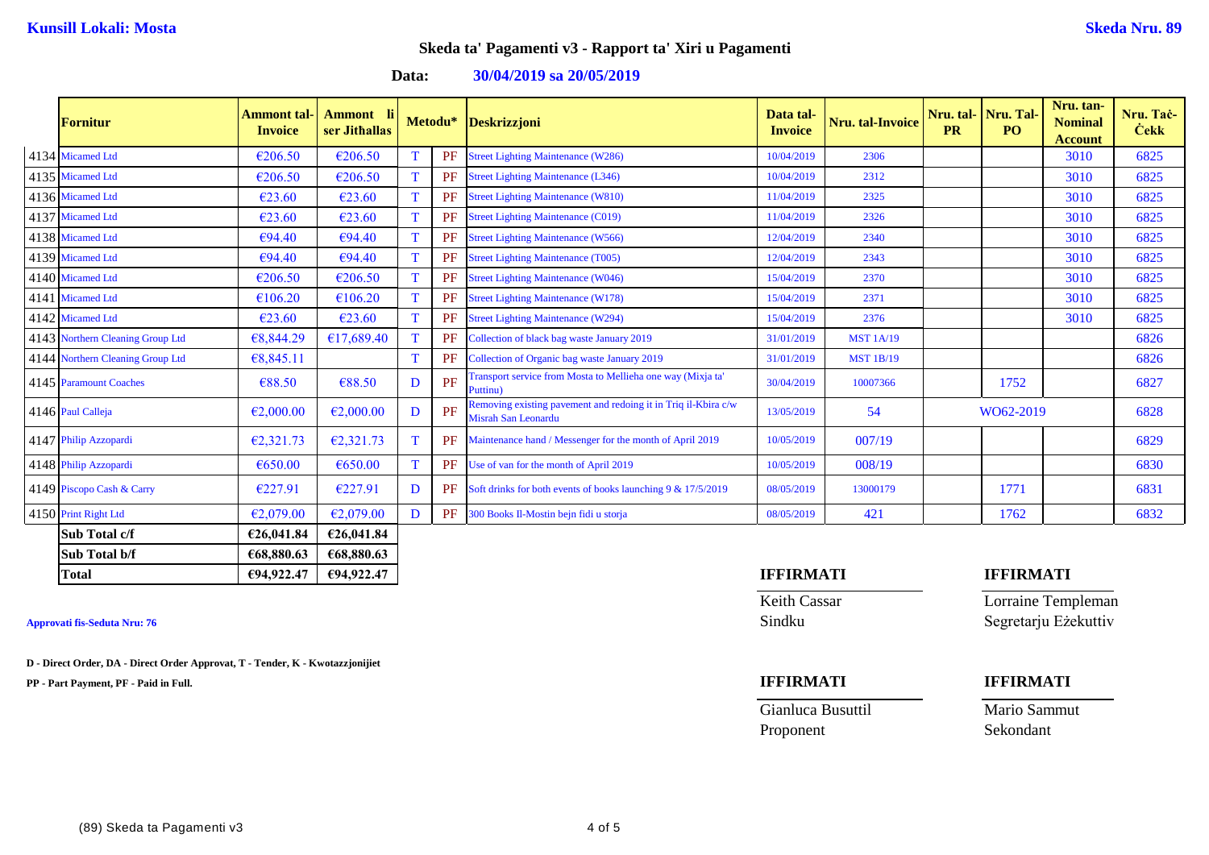**Kunsill Lokali: Mosta** **Skeda Nru. 89**

## Skeda ta' Pagamenti v3 - Rapport ta' Xiri u Pagamenti

**Data: 30/04/2019 sa 20/05/2019**

| | Fornitur | Ammont tal-Invoice | Ammont li ser Jithallas | Metodu* | | Deskrizzjoni | Data tal-Invoice | Nru. tal-Invoice | Nru. tal-PR | Nru. Tal-PO | Nru. tan-Nominal Account | Nru. Taċ-Ċekk |
|---|---|---|---|---|---|---|---|---|---|---|---|---|
| 4134 | Micamed Ltd | €206.50 | €206.50 | T | PF | Street Lighting Maintenance (W286) | 10/04/2019 | 2306 | | | 3010 | 6825 |
| 4135 | Micamed Ltd | €206.50 | €206.50 | T | PF | Street Lighting Maintenance (L346) | 10/04/2019 | 2312 | | | 3010 | 6825 |
| 4136 | Micamed Ltd | €23.60 | €23.60 | T | PF | Street Lighting Maintenance (W810) | 11/04/2019 | 2325 | | | 3010 | 6825 |
| 4137 | Micamed Ltd | €23.60 | €23.60 | T | PF | Street Lighting Maintenance (C019) | 11/04/2019 | 2326 | | | 3010 | 6825 |
| 4138 | Micamed Ltd | €94.40 | €94.40 | T | PF | Street Lighting Maintenance (W566) | 12/04/2019 | 2340 | | | 3010 | 6825 |
| 4139 | Micamed Ltd | €94.40 | €94.40 | T | PF | Street Lighting Maintenance (T005) | 12/04/2019 | 2343 | | | 3010 | 6825 |
| 4140 | Micamed Ltd | €206.50 | €206.50 | T | PF | Street Lighting Maintenance (W046) | 15/04/2019 | 2370 | | | 3010 | 6825 |
| 4141 | Micamed Ltd | €106.20 | €106.20 | T | PF | Street Lighting Maintenance (W178) | 15/04/2019 | 2371 | | | 3010 | 6825 |
| 4142 | Micamed Ltd | €23.60 | €23.60 | T | PF | Street Lighting Maintenance (W294) | 15/04/2019 | 2376 | | | 3010 | 6825 |
| 4143 | Northern Cleaning Group Ltd | €8,844.29 | €17,689.40 | T | PF | Collection of black bag waste January 2019 | 31/01/2019 | MST 1A/19 | | | | 6826 |
| 4144 | Northern Cleaning Group Ltd | €8,845.11 | | T | PF | Collection of Organic bag waste January 2019 | 31/01/2019 | MST 1B/19 | | | | 6826 |
| 4145 | Paramount Coaches | €88.50 | €88.50 | D | PF | Transport service from Mosta to Mellieha one way (Mixja ta' Puttinu) | 30/04/2019 | 10007366 | | 1752 | | 6827 |
| 4146 | Paul Calleja | €2,000.00 | €2,000.00 | D | PF | Removing existing pavement and redoing it in Triq il-Kbira c/w Misrah San Leonardu | 13/05/2019 | 54 | WO62-2019 | | | 6828 |
| 4147 | Philip Azzopardi | €2,321.73 | €2,321.73 | T | PF | Maintenance hand / Messenger for the month of April 2019 | 10/05/2019 | 007/19 | | | | 6829 |
| 4148 | Philip Azzopardi | €650.00 | €650.00 | T | PF | Use of van for the month of April 2019 | 10/05/2019 | 008/19 | | | | 6830 |
| 4149 | Piscopo Cash & Carry | €227.91 | €227.91 | D | PF | Soft drinks for both events of books launching 9 & 17/5/2019 | 08/05/2019 | 13000179 | | 1771 | | 6831 |
| 4150 | Print Right Ltd | €2,079.00 | €2,079.00 | D | PF | 300 Books Il-Mostin bejn fidi u storja | 08/05/2019 | 421 | | 1762 | | 6832 |
| | **Sub Total c/f** | **€26,041.84** | **€26,041.84** | | | | | | | | | |
| | **Sub Total b/f** | **€68,880.63** | **€68,880.63** | | | | | | | | | |
| | **Total** | **€94,922.47** | **€94,922.47** | | | | | | | | | |

**IFFIRMATI**

Keith Cassar
Sindku

**IFFIRMATI**

Lorraine Templeman
Segretarju Eżekuttiv

**Approvati fis-Seduta Nru: 76**

**D - Direct Order, DA - Direct Order Approvat, T - Tender, K - Kwotazzjonijiet**

**PP - Part Payment, PF - Paid in Full.**

**IFFIRMATI**

Gianluca Busuttil
Proponent

**IFFIRMATI**

Mario Sammut
Sekondant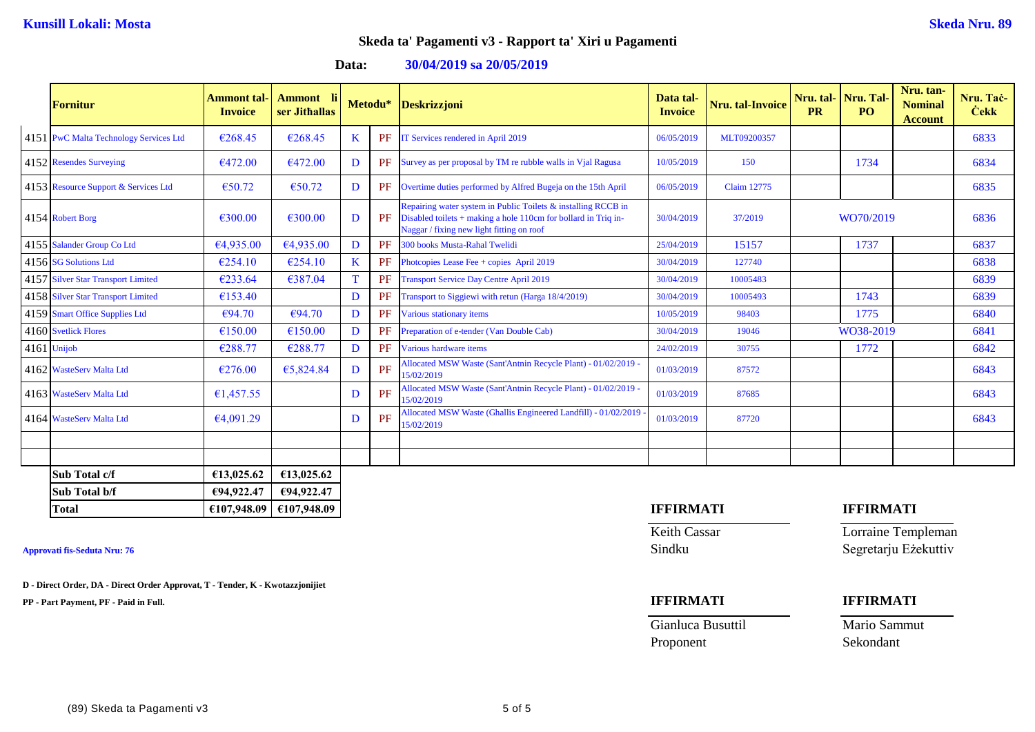**Kunsill Lokali: Mosta**

**Skeda Nru. 89**

## Skeda ta' Pagamenti v3 - Rapport ta' Xiri u Pagamenti

**Data: 30/04/2019 sa 20/05/2019**

| | Fornitur | Ammont tal-Invoice | Ammont li ser Jithallas | Metodu* | | Deskrizzjoni | Data tal-Invoice | Nru. tal-Invoice | Nru. tal-PR | Nru. Tal-PO | Nru. tan-Nominal Account | Nru. Taċ-Ċekk |
|---|---|---|---|---|---|---|---|---|---|---|---|---|
| 4151 | PwC Malta Technology Services Ltd | €268.45 | €268.45 | K | PF | IT Services rendered in April 2019 | 06/05/2019 | MLT09200357 | | | | 6833 |
| 4152 | Resendes Surveying | €472.00 | €472.00 | D | PF | Survey as per proposal by TM re rubble walls in Vjal Ragusa | 10/05/2019 | 150 | | 1734 | | 6834 |
| 4153 | Resource Support & Services Ltd | €50.72 | €50.72 | D | PF | Overtime duties performed by Alfred Bugeja on the 15th April | 06/05/2019 | Claim 12775 | | | | 6835 |
| 4154 | Robert Borg | €300.00 | €300.00 | D | PF | Repairing water system in Public Toilets & installing RCCB in Disabled toilets + making a hole 110cm for bollard in Triq in-Naggar / fixing new light fitting on roof | 30/04/2019 | 37/2019 | WO70/2019 | | | 6836 |
| 4155 | Salander Group Co Ltd | €4,935.00 | €4,935.00 | D | PF | 300 books Musta-Rahal Twelidi | 25/04/2019 | 15157 | | 1737 | | 6837 |
| 4156 | SG Solutions Ltd | €254.10 | €254.10 | K | PF | Photcopies Lease Fee + copies April 2019 | 30/04/2019 | 127740 | | | | 6838 |
| 4157 | Silver Star Transport Limited | €233.64 | €387.04 | T | PF | Transport Service Day Centre April 2019 | 30/04/2019 | 10005483 | | | | 6839 |
| 4158 | Silver Star Transport Limited | €153.40 | | D | PF | Transport to Siggiewi with retun (Harga 18/4/2019) | 30/04/2019 | 10005493 | | 1743 | | 6839 |
| 4159 | Smart Office Supplies Ltd | €94.70 | €94.70 | D | PF | Various stationary items | 10/05/2019 | 98403 | | 1775 | | 6840 |
| 4160 | Svetlick Flores | €150.00 | €150.00 | D | PF | Preparation of e-tender (Van Double Cab) | 30/04/2019 | 19046 | WO38-2019 | | | 6841 |
| 4161 | Unijob | €288.77 | €288.77 | D | PF | Various hardware items | 24/02/2019 | 30755 | | 1772 | | 6842 |
| 4162 | WasteServ Malta Ltd | €276.00 | €5,824.84 | D | PF | Allocated MSW Waste (Sant'Antnin Recycle Plant) - 01/02/2019 - 15/02/2019 | 01/03/2019 | 87572 | | | | 6843 |
| 4163 | WasteServ Malta Ltd | €1,457.55 | | D | PF | Allocated MSW Waste (Sant'Antnin Recycle Plant) - 01/02/2019 - 15/02/2019 | 01/03/2019 | 87685 | | | | 6843 |
| 4164 | WasteServ Malta Ltd | €4,091.29 | | D | PF | Allocated MSW Waste (Ghallis Engineered Landfill) - 01/02/2019 - 15/02/2019 | 01/03/2019 | 87720 | | | | 6843 |

| | | |
|---|---|---|
| **Sub Total c/f** | **€13,025.62** | **€13,025.62** |
| **Sub Total b/f** | **€94,922.47** | **€94,922.47** |
| **Total** | **€107,948.09** | **€107,948.09** |

**Approvati fis-Seduta Nru: 76**

**D - Direct Order, DA - Direct Order Approvat, T - Tender, K - Kwotazzjonijiet**

**PP - Part Payment, PF - Paid in Full.**

**IFFIRMATI**
Keith Cassar
Sindku

**IFFIRMATI**
Lorraine Templeman
Segretarju Eżekuttiv

**IFFIRMATI**
Gianluca Busuttil
Proponent

**IFFIRMATI**
Mario Sammut
Sekondant

(89) Skeda ta Pagamenti v3